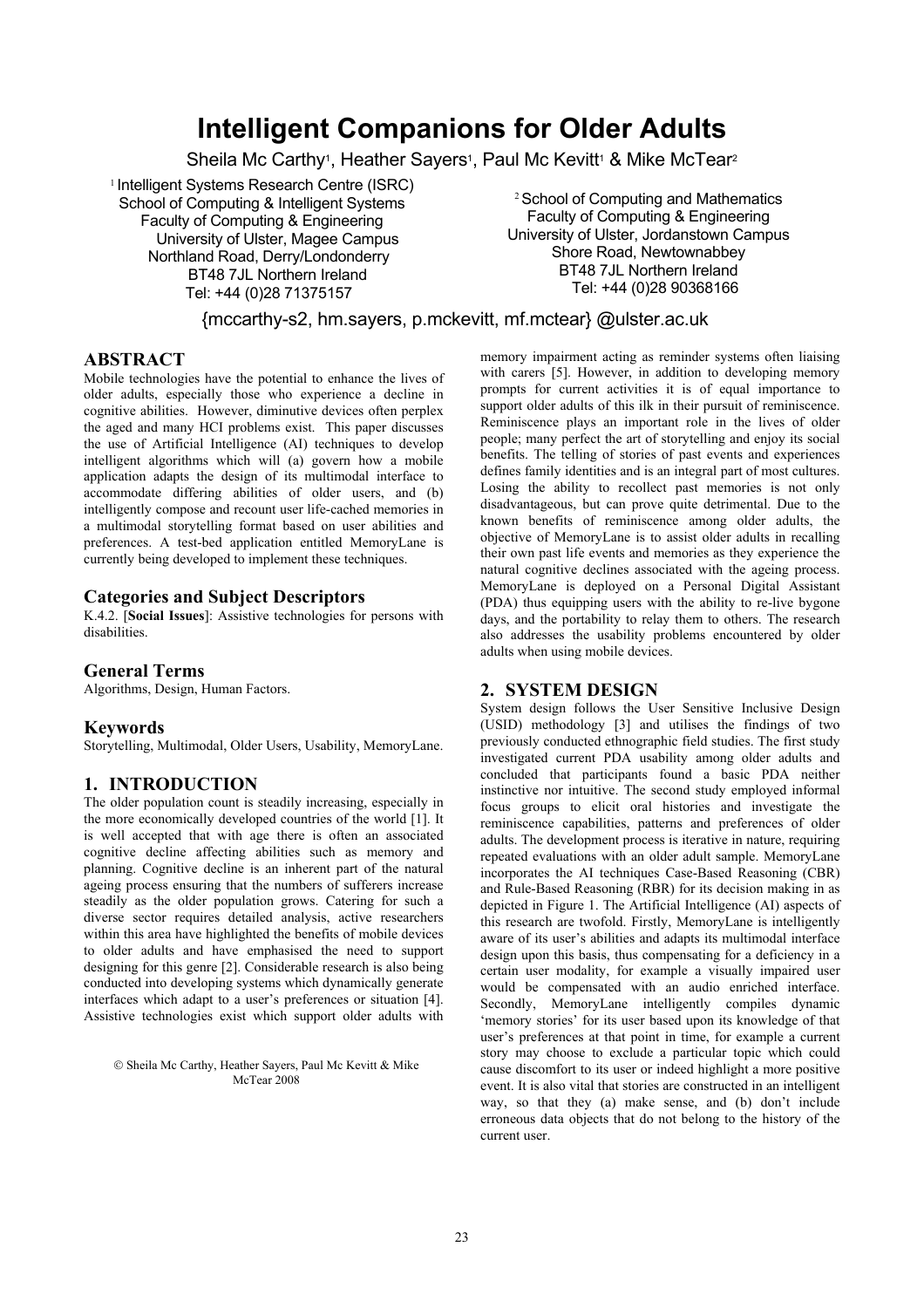# Intelligent Companions for Older Adults

Sheila Mc Carthy[1], Heather Sayers[1], Paul Mc Kevitt[1] & Mike McTear[2]

[1] Intelligent Systems Research Centre (ISRC)
School of Computing & Intelligent Systems
Faculty of Computing & Engineering
University of Ulster, Magee Campus
Northland Road, Derry/Londonderry
BT48 7JL Northern Ireland
Tel: +44 (0)28 71375157

[2] School of Computing and Mathematics
Faculty of Computing & Engineering
University of Ulster, Jordanstown Campus
Shore Road, Newtownabbey
BT48 7JL Northern Ireland
Tel: +44 (0)28 90368166

{mccarthy-s2, hm.sayers, p.mckevitt, mf.mctear} @ulster.ac.uk

## ABSTRACT

Mobile technologies have the potential to enhance the lives of older adults, especially those who experience a decline in cognitive abilities. However, diminutive devices often perplex the aged and many HCI problems exist. This paper discusses the use of Artificial Intelligence (AI) techniques to develop intelligent algorithms which will (a) govern how a mobile application adapts the design of its multimodal interface to accommodate differing abilities of older users, and (b) intelligently compose and recount user life-cached memories in a multimodal storytelling format based on user abilities and preferences. A test-bed application entitled MemoryLane is currently being developed to implement these techniques.

### Categories and Subject Descriptors

K.4.2. [**Social Issues**]: Assistive technologies for persons with disabilities.

### General Terms

Algorithms, Design, Human Factors.

### Keywords

Storytelling, Multimodal, Older Users, Usability, MemoryLane.

## 1. INTRODUCTION

The older population count is steadily increasing, especially in the more economically developed countries of the world [1]. It is well accepted that with age there is often an associated cognitive decline affecting abilities such as memory and planning. Cognitive decline is an inherent part of the natural ageing process ensuring that the numbers of sufferers increase steadily as the older population grows. Catering for such a diverse sector requires detailed analysis, active researchers within this area have highlighted the benefits of mobile devices to older adults and have emphasised the need to support designing for this genre [2]. Considerable research is also being conducted into developing systems which dynamically generate interfaces which adapt to a user's preferences or situation [4]. Assistive technologies exist which support older adults with memory impairment acting as reminder systems often liaising with carers [5]. However, in addition to developing memory prompts for current activities it is of equal importance to support older adults of this ilk in their pursuit of reminiscence. Reminiscence plays an important role in the lives of older people; many perfect the art of storytelling and enjoy its social benefits. The telling of stories of past events and experiences defines family identities and is an integral part of most cultures. Losing the ability to recollect past memories is not only disadvantageous, but can prove quite detrimental. Due to the known benefits of reminiscence among older adults, the objective of MemoryLane is to assist older adults in recalling their own past life events and memories as they experience the natural cognitive declines associated with the ageing process. MemoryLane is deployed on a Personal Digital Assistant (PDA) thus equipping users with the ability to re-live bygone days, and the portability to relay them to others. The research also addresses the usability problems encountered by older adults when using mobile devices.

© Sheila Mc Carthy, Heather Sayers, Paul Mc Kevitt & Mike McTear 2008

## 2. SYSTEM DESIGN

System design follows the User Sensitive Inclusive Design (USID) methodology [3] and utilises the findings of two previously conducted ethnographic field studies. The first study investigated current PDA usability among older adults and concluded that participants found a basic PDA neither instinctive nor intuitive. The second study employed informal focus groups to elicit oral histories and investigate the reminiscence capabilities, patterns and preferences of older adults. The development process is iterative in nature, requiring repeated evaluations with an older adult sample. MemoryLane incorporates the AI techniques Case-Based Reasoning (CBR) and Rule-Based Reasoning (RBR) for its decision making in as depicted in Figure 1. The Artificial Intelligence (AI) aspects of this research are twofold. Firstly, MemoryLane is intelligently aware of its user's abilities and adapts its multimodal interface design upon this basis, thus compensating for a deficiency in a certain user modality, for example a visually impaired user would be compensated with an audio enriched interface. Secondly, MemoryLane intelligently compiles dynamic 'memory stories' for its user based upon its knowledge of that user's preferences at that point in time, for example a current story may choose to exclude a particular topic which could cause discomfort to its user or indeed highlight a more positive event. It is also vital that stories are constructed in an intelligent way, so that they (a) make sense, and (b) don't include erroneous data objects that do not belong to the history of the current user.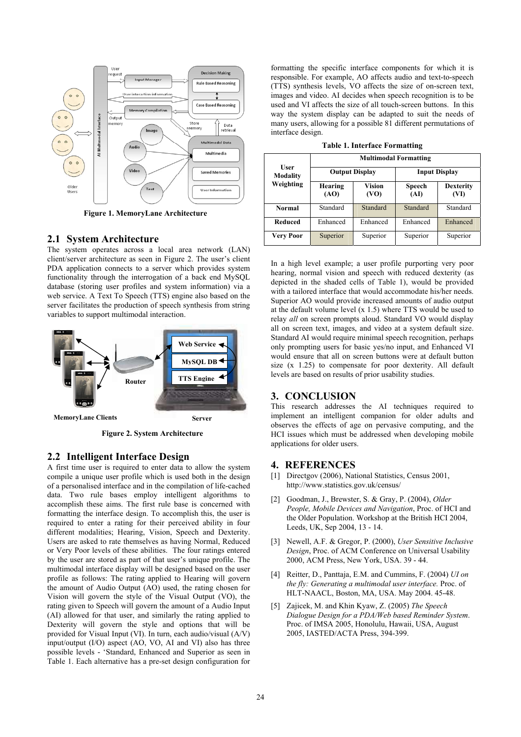Figure 1. MemoryLane Architecture

## 2.1 System Architecture

The system operates across a local area network (LAN) client/server architecture as seen in Figure 2. The user's client PDA application connects to a server which provides system functionality through the interrogation of a back end MySQL database (storing user profiles and system information) via a web service. A Text To Speech (TTS) engine also based on the server facilitates the production of speech synthesis from string variables to support multimodal interaction.

Figure 2. System Architecture

## 2.2 Intelligent Interface Design

A first time user is required to enter data to allow the system compile a unique user profile which is used both in the design of a personalised interface and in the compilation of life-cached data. Two rule bases employ intelligent algorithms to accomplish these aims. The first rule base is concerned with formatting the interface design. To accomplish this, the user is required to enter a rating for their perceived ability in four different modalities; Hearing, Vision, Speech and Dexterity. Users are asked to rate themselves as having Normal, Reduced or Very Poor levels of these abilities. The four ratings entered by the user are stored as part of that user's unique profile. The multimodal interface display will be designed based on the user profile as follows: The rating applied to Hearing will govern the amount of Audio Output (AO) used, the rating chosen for Vision will govern the style of the Visual Output (VO), the rating given to Speech will govern the amount of a Audio Input (AI) allowed for that user, and similarly the rating applied to Dexterity will govern the style and options that will be provided for Visual Input (VI). In turn, each audio/visual (A/V) input/output (I/O) aspect (AO, VO, AI and VI) also has three possible levels - 'Standard, Enhanced and Superior as seen in Table 1. Each alternative has a pre-set design configuration for formatting the specific interface components for which it is responsible. For example, AO affects audio and text-to-speech (TTS) synthesis levels, VO affects the size of on-screen text, images and video. AI decides when speech recognition is to be used and VI affects the size of all touch-screen buttons. In this way the system display can be adapted to suit the needs of many users, allowing for a possible 81 different permutations of interface design.

**Table 1. Interface Formatting**

| User Modality Weighting | Multimodal Formatting | | | |
|---|---|---|---|---|
| | Output Display | | Input Display | |
| | Hearing (AO) | Vision (VO) | Speech (AI) | Dexterity (VI) |
| **Normal** | Standard | Standard | Standard | Standard |
| **Reduced** | Enhanced | Enhanced | Enhanced | Enhanced |
| **Very Poor** | Superior | Superior | Superior | Superior |

In a high level example; a user profile purporting very poor hearing, normal vision and speech with reduced dexterity (as depicted in the shaded cells of Table 1), would be provided with a tailored interface that would accommodate his/her needs. Superior AO would provide increased amounts of audio output at the default volume level (x 1.5) where TTS would be used to relay *all* on screen prompts aloud. Standard VO would display all on screen text, images, and video at a system default size. Standard AI would require minimal speech recognition, perhaps only prompting users for basic yes/no input, and Enhanced VI would ensure that all on screen buttons were at default button size (x 1.25) to compensate for poor dexterity. All default levels are based on results of prior usability studies.

## 3. CONCLUSION

This research addresses the AI techniques required to implement an intelligent companion for older adults and observes the effects of age on pervasive computing, and the HCI issues which must be addressed when developing mobile applications for older users.

## 4. REFERENCES

[1] Directgov (2006), National Statistics, Census 2001, http://www.statistics.gov.uk/census/

[2] Goodman, J., Brewster, S. & Gray, P. (2004), *Older People, Mobile Devices and Navigation*, Proc. of HCI and the Older Population. Workshop at the British HCI 2004, Leeds, UK, Sep 2004, 13 - 14.

[3] Newell, A.F. & Gregor, P. (2000), *User Sensitive Inclusive Design*, Proc. of ACM Conference on Universal Usability 2000, ACM Press, New York, USA. 39 - 44.

[4] Reitter, D., Panttaja, E.M. and Cummins, F. (2004) *UI on the fly: Generating a multimodal user interface.* Proc. of HLT-NAACL, Boston, MA, USA. May 2004. 45-48.

[5] Zajicek, M. and Khin Kyaw, Z. (2005) *The Speech Dialogue Design for a PDA/Web based Reminder System*. Proc. of IMSA 2005, Honolulu, Hawaii, USA, August 2005, IASTED/ACTA Press, 394-399.